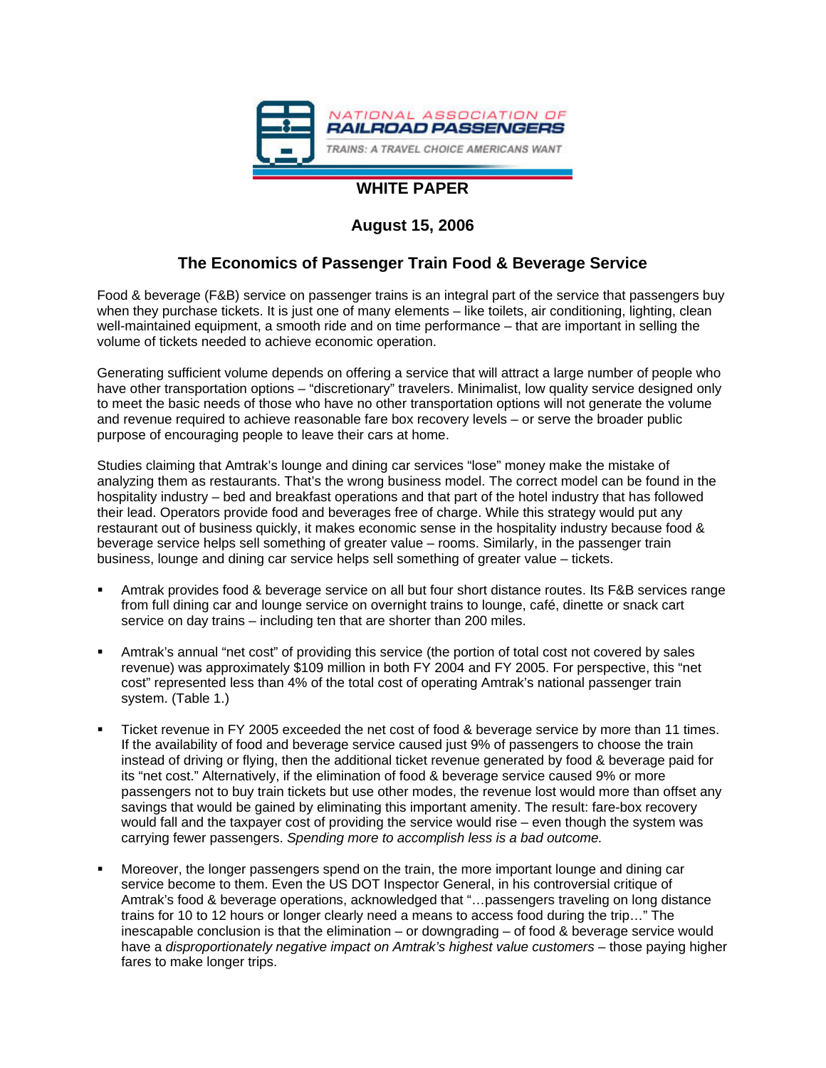NATIONAL ASSOCIATION OF
**RAILROAD PASSENGERS**
*TRAINS: A TRAVEL CHOICE AMERICANS WANT*

**WHITE PAPER**

**August 15, 2006**

# The Economics of Passenger Train Food & Beverage Service

Food & beverage (F&B) service on passenger trains is an integral part of the service that passengers buy when they purchase tickets. It is just one of many elements – like toilets, air conditioning, lighting, clean well-maintained equipment, a smooth ride and on time performance – that are important in selling the volume of tickets needed to achieve economic operation.

Generating sufficient volume depends on offering a service that will attract a large number of people who have other transportation options – "discretionary" travelers. Minimalist, low quality service designed only to meet the basic needs of those who have no other transportation options will not generate the volume and revenue required to achieve reasonable fare box recovery levels – or serve the broader public purpose of encouraging people to leave their cars at home.

Studies claiming that Amtrak's lounge and dining car services "lose" money make the mistake of analyzing them as restaurants. That's the wrong business model. The correct model can be found in the hospitality industry – bed and breakfast operations and that part of the hotel industry that has followed their lead. Operators provide food and beverages free of charge. While this strategy would put any restaurant out of business quickly, it makes economic sense in the hospitality industry because food & beverage service helps sell something of greater value – rooms. Similarly, in the passenger train business, lounge and dining car service helps sell something of greater value – tickets.

- Amtrak provides food & beverage service on all but four short distance routes. Its F&B services range from full dining car and lounge service on overnight trains to lounge, café, dinette or snack cart service on day trains – including ten that are shorter than 200 miles.

- Amtrak's annual "net cost" of providing this service (the portion of total cost not covered by sales revenue) was approximately $109 million in both FY 2004 and FY 2005. For perspective, this "net cost" represented less than 4% of the total cost of operating Amtrak's national passenger train system. (Table 1.)

- Ticket revenue in FY 2005 exceeded the net cost of food & beverage service by more than 11 times. If the availability of food and beverage service caused just 9% of passengers to choose the train instead of driving or flying, then the additional ticket revenue generated by food & beverage paid for its "net cost." Alternatively, if the elimination of food & beverage service caused 9% or more passengers not to buy train tickets but use other modes, the revenue lost would more than offset any savings that would be gained by eliminating this important amenity. The result: fare-box recovery would fall and the taxpayer cost of providing the service would rise – even though the system was carrying fewer passengers. *Spending more to accomplish less is a bad outcome.*

- Moreover, the longer passengers spend on the train, the more important lounge and dining car service become to them. Even the US DOT Inspector General, in his controversial critique of Amtrak's food & beverage operations, acknowledged that "…passengers traveling on long distance trains for 10 to 12 hours or longer clearly need a means to access food during the trip…" The inescapable conclusion is that the elimination – or downgrading – of food & beverage service would have a *disproportionately negative impact on Amtrak's highest value customers* – those paying higher fares to make longer trips.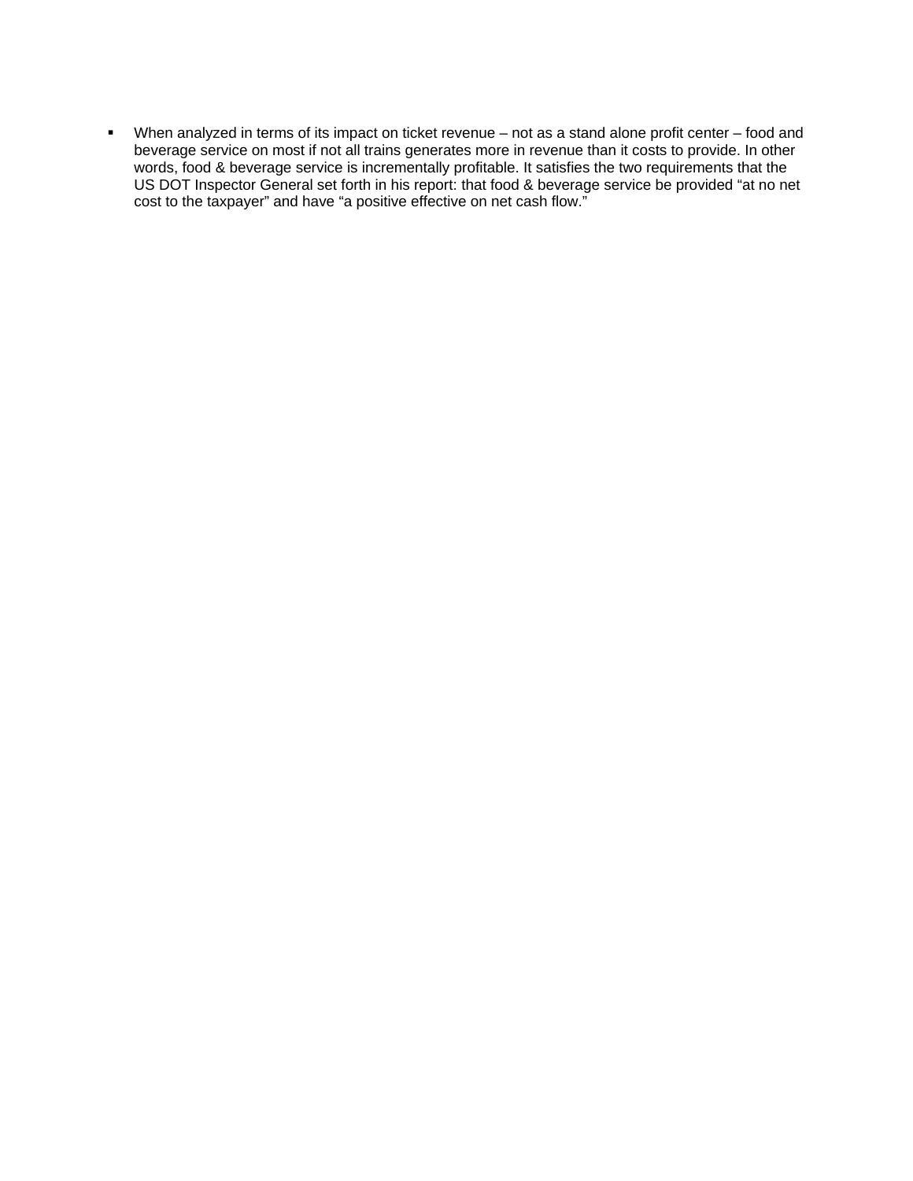- When analyzed in terms of its impact on ticket revenue – not as a stand alone profit center – food and beverage service on most if not all trains generates more in revenue than it costs to provide. In other words, food & beverage service is incrementally profitable. It satisfies the two requirements that the US DOT Inspector General set forth in his report: that food & beverage service be provided "at no net cost to the taxpayer" and have "a positive effective on net cash flow."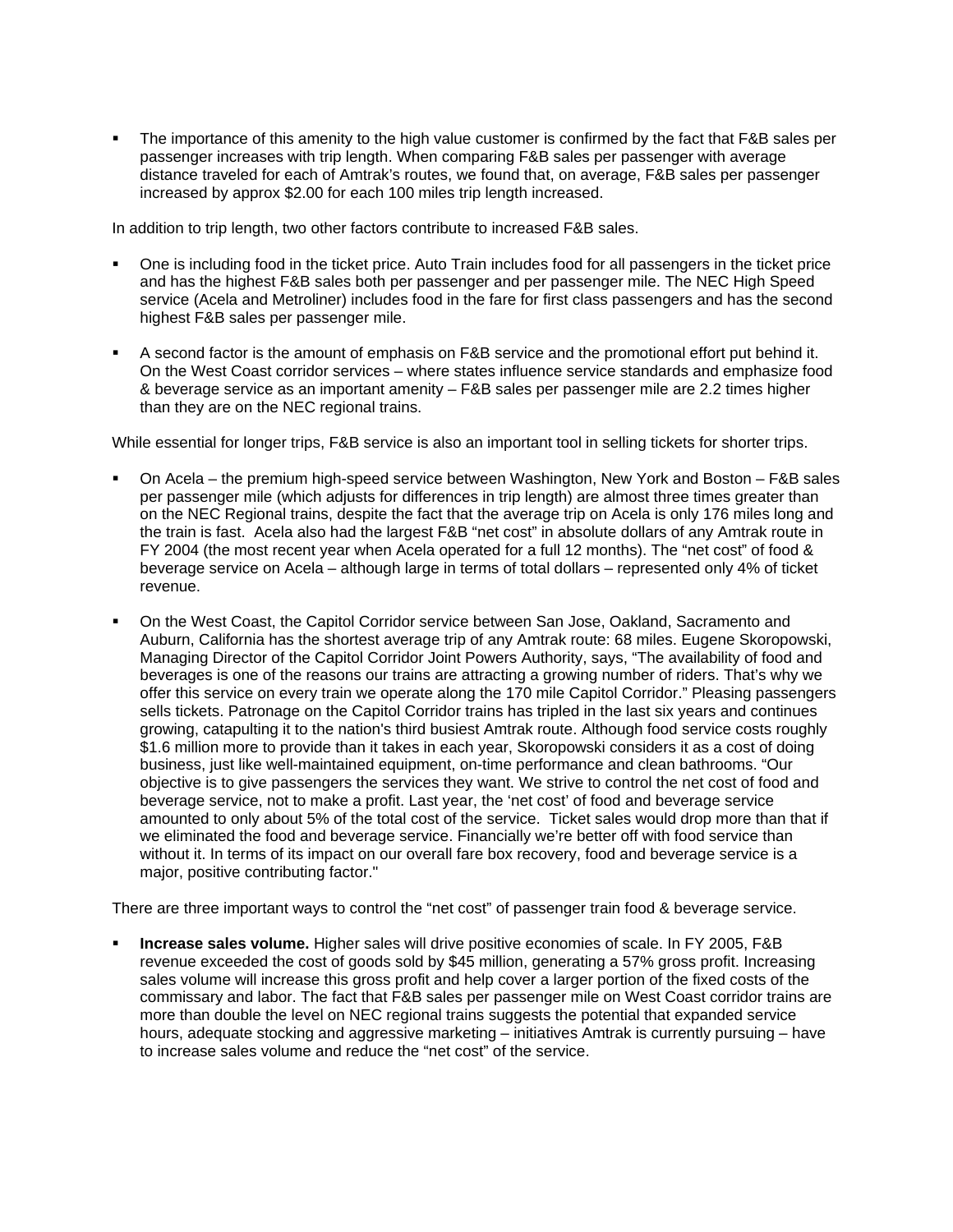- The importance of this amenity to the high value customer is confirmed by the fact that F&B sales per passenger increases with trip length. When comparing F&B sales per passenger with average distance traveled for each of Amtrak's routes, we found that, on average, F&B sales per passenger increased by approx $2.00 for each 100 miles trip length increased.

In addition to trip length, two other factors contribute to increased F&B sales.

- One is including food in the ticket price. Auto Train includes food for all passengers in the ticket price and has the highest F&B sales both per passenger and per passenger mile. The NEC High Speed service (Acela and Metroliner) includes food in the fare for first class passengers and has the second highest F&B sales per passenger mile.

- A second factor is the amount of emphasis on F&B service and the promotional effort put behind it. On the West Coast corridor services – where states influence service standards and emphasize food & beverage service as an important amenity – F&B sales per passenger mile are 2.2 times higher than they are on the NEC regional trains.

While essential for longer trips, F&B service is also an important tool in selling tickets for shorter trips.

- On Acela – the premium high-speed service between Washington, New York and Boston – F&B sales per passenger mile (which adjusts for differences in trip length) are almost three times greater than on the NEC Regional trains, despite the fact that the average trip on Acela is only 176 miles long and the train is fast. Acela also had the largest F&B "net cost" in absolute dollars of any Amtrak route in FY 2004 (the most recent year when Acela operated for a full 12 months). The "net cost" of food & beverage service on Acela – although large in terms of total dollars – represented only 4% of ticket revenue.

- On the West Coast, the Capitol Corridor service between San Jose, Oakland, Sacramento and Auburn, California has the shortest average trip of any Amtrak route: 68 miles. Eugene Skoropowski, Managing Director of the Capitol Corridor Joint Powers Authority, says, "The availability of food and beverages is one of the reasons our trains are attracting a growing number of riders. That's why we offer this service on every train we operate along the 170 mile Capitol Corridor." Pleasing passengers sells tickets. Patronage on the Capitol Corridor trains has tripled in the last six years and continues growing, catapulting it to the nation's third busiest Amtrak route. Although food service costs roughly $1.6 million more to provide than it takes in each year, Skoropowski considers it as a cost of doing business, just like well-maintained equipment, on-time performance and clean bathrooms. "Our objective is to give passengers the services they want. We strive to control the net cost of food and beverage service, not to make a profit. Last year, the 'net cost' of food and beverage service amounted to only about 5% of the total cost of the service. Ticket sales would drop more than that if we eliminated the food and beverage service. Financially we're better off with food service than without it. In terms of its impact on our overall fare box recovery, food and beverage service is a major, positive contributing factor."

There are three important ways to control the "net cost" of passenger train food & beverage service.

- **Increase sales volume.** Higher sales will drive positive economies of scale. In FY 2005, F&B revenue exceeded the cost of goods sold by $45 million, generating a 57% gross profit. Increasing sales volume will increase this gross profit and help cover a larger portion of the fixed costs of the commissary and labor. The fact that F&B sales per passenger mile on West Coast corridor trains are more than double the level on NEC regional trains suggests the potential that expanded service hours, adequate stocking and aggressive marketing – initiatives Amtrak is currently pursuing – have to increase sales volume and reduce the "net cost" of the service.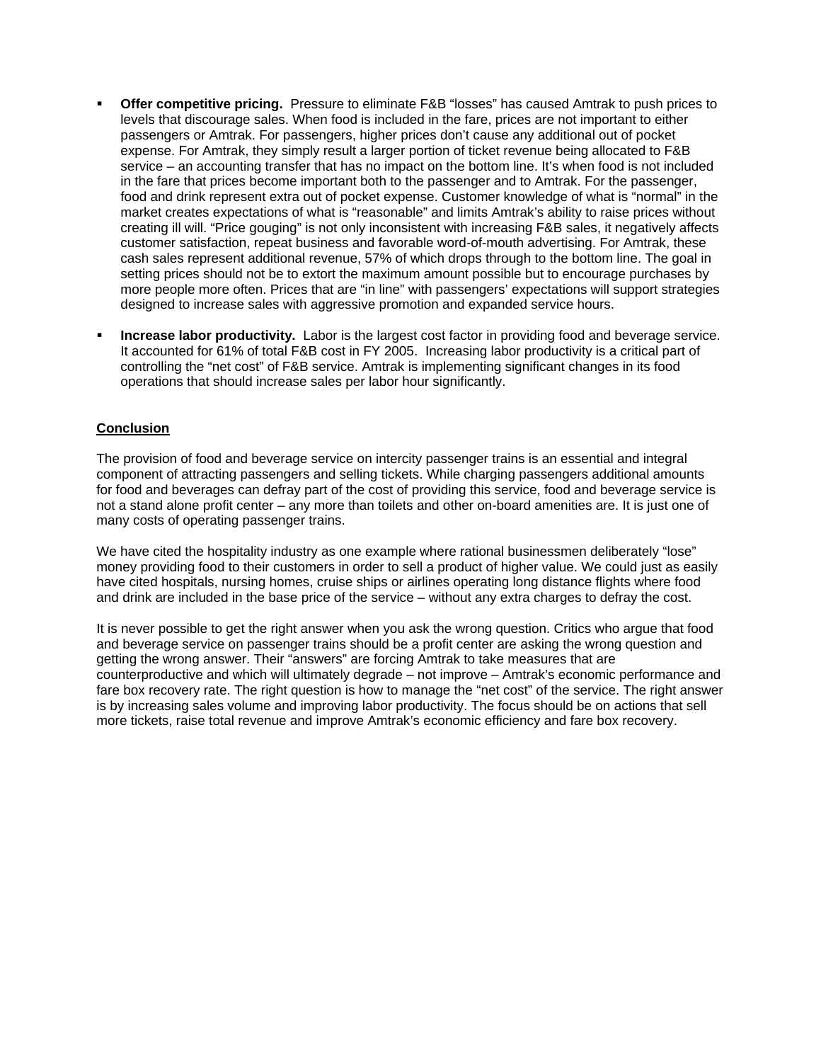- **Offer competitive pricing.** Pressure to eliminate F&B "losses" has caused Amtrak to push prices to levels that discourage sales. When food is included in the fare, prices are not important to either passengers or Amtrak. For passengers, higher prices don't cause any additional out of pocket expense. For Amtrak, they simply result a larger portion of ticket revenue being allocated to F&B service – an accounting transfer that has no impact on the bottom line. It's when food is not included in the fare that prices become important both to the passenger and to Amtrak. For the passenger, food and drink represent extra out of pocket expense. Customer knowledge of what is "normal" in the market creates expectations of what is "reasonable" and limits Amtrak's ability to raise prices without creating ill will. "Price gouging" is not only inconsistent with increasing F&B sales, it negatively affects customer satisfaction, repeat business and favorable word-of-mouth advertising. For Amtrak, these cash sales represent additional revenue, 57% of which drops through to the bottom line. The goal in setting prices should not be to extort the maximum amount possible but to encourage purchases by more people more often. Prices that are "in line" with passengers' expectations will support strategies designed to increase sales with aggressive promotion and expanded service hours.

- **Increase labor productivity.** Labor is the largest cost factor in providing food and beverage service. It accounted for 61% of total F&B cost in FY 2005. Increasing labor productivity is a critical part of controlling the "net cost" of F&B service. Amtrak is implementing significant changes in its food operations that should increase sales per labor hour significantly.

## Conclusion

The provision of food and beverage service on intercity passenger trains is an essential and integral component of attracting passengers and selling tickets. While charging passengers additional amounts for food and beverages can defray part of the cost of providing this service, food and beverage service is not a stand alone profit center – any more than toilets and other on-board amenities are. It is just one of many costs of operating passenger trains.

We have cited the hospitality industry as one example where rational businessmen deliberately "lose" money providing food to their customers in order to sell a product of higher value. We could just as easily have cited hospitals, nursing homes, cruise ships or airlines operating long distance flights where food and drink are included in the base price of the service – without any extra charges to defray the cost.

It is never possible to get the right answer when you ask the wrong question. Critics who argue that food and beverage service on passenger trains should be a profit center are asking the wrong question and getting the wrong answer. Their "answers" are forcing Amtrak to take measures that are counterproductive and which will ultimately degrade – not improve – Amtrak's economic performance and fare box recovery rate. The right question is how to manage the "net cost" of the service. The right answer is by increasing sales volume and improving labor productivity. The focus should be on actions that sell more tickets, raise total revenue and improve Amtrak's economic efficiency and fare box recovery.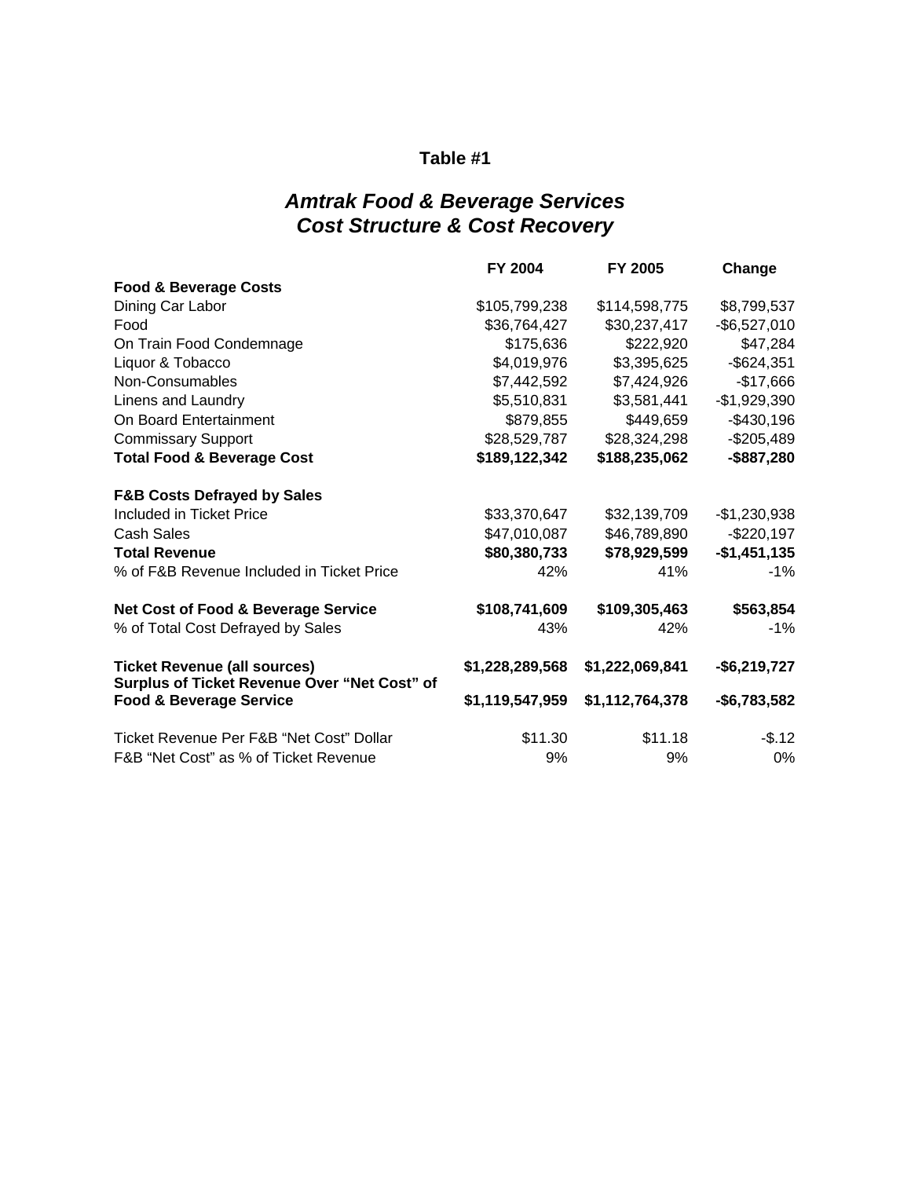**Table #1**

## *Amtrak Food & Beverage Services*
## *Cost Structure & Cost Recovery*

| | FY 2004 | FY 2005 | Change |
|---|---|---|---|
| **Food & Beverage Costs** | | | |
| Dining Car Labor | $105,799,238 | $114,598,775 | $8,799,537 |
| Food | $36,764,427 | $30,237,417 | -$6,527,010 |
| On Train Food Condemnage | $175,636 | $222,920 | $47,284 |
| Liquor & Tobacco | $4,019,976 | $3,395,625 | -$624,351 |
| Non-Consumables | $7,442,592 | $7,424,926 | -$17,666 |
| Linens and Laundry | $5,510,831 | $3,581,441 | -$1,929,390 |
| On Board Entertainment | $879,855 | $449,659 | -$430,196 |
| Commissary Support | $28,529,787 | $28,324,298 | -$205,489 |
| **Total Food & Beverage Cost** | **$189,122,342** | **$188,235,062** | **-$887,280** |
| | | | |
| **F&B Costs Defrayed by Sales** | | | |
| Included in Ticket Price | $33,370,647 | $32,139,709 | -$1,230,938 |
| Cash Sales | $47,010,087 | $46,789,890 | -$220,197 |
| **Total Revenue** | **$80,380,733** | **$78,929,599** | **-$1,451,135** |
| % of F&B Revenue Included in Ticket Price | 42% | 41% | -1% |
| | | | |
| **Net Cost of Food & Beverage Service** | **$108,741,609** | **$109,305,463** | **$563,854** |
| % of Total Cost Defrayed by Sales | 43% | 42% | -1% |
| | | | |
| **Ticket Revenue (all sources)** | **$1,228,289,568** | **$1,222,069,841** | **-$6,219,727** |
| **Surplus of Ticket Revenue Over "Net Cost" of Food & Beverage Service** | **$1,119,547,959** | **$1,112,764,378** | **-$6,783,582** |
| | | | |
| Ticket Revenue Per F&B "Net Cost" Dollar | $11.30 | $11.18 | -$.12 |
| F&B "Net Cost" as % of Ticket Revenue | 9% | 9% | 0% |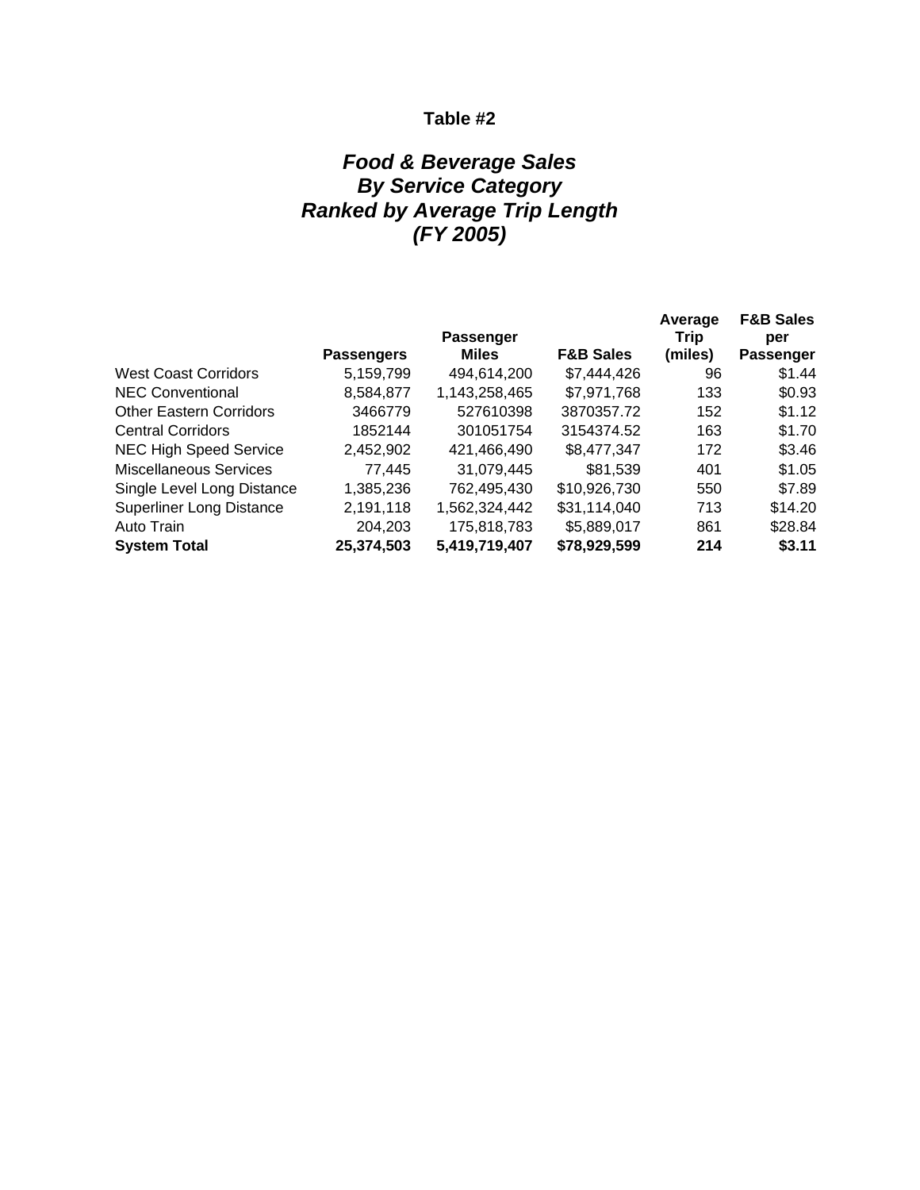**Table #2**

***Food & Beverage Sales***
***By Service Category***
***Ranked by Average Trip Length***
***(FY 2005)***

| | Passengers | Passenger Miles | F&B Sales | Average Trip (miles) | F&B Sales per Passenger |
|---|---|---|---|---|---|
| West Coast Corridors | 5,159,799 | 494,614,200 | $7,444,426 | 96 | $1.44 |
| NEC Conventional | 8,584,877 | 1,143,258,465 | $7,971,768 | 133 | $0.93 |
| Other Eastern Corridors | 3466779 | 527610398 | 3870357.72 | 152 | $1.12 |
| Central Corridors | 1852144 | 301051754 | 3154374.52 | 163 | $1.70 |
| NEC High Speed Service | 2,452,902 | 421,466,490 | $8,477,347 | 172 | $3.46 |
| Miscellaneous Services | 77,445 | 31,079,445 | $81,539 | 401 | $1.05 |
| Single Level Long Distance | 1,385,236 | 762,495,430 | $10,926,730 | 550 | $7.89 |
| Superliner Long Distance | 2,191,118 | 1,562,324,442 | $31,114,040 | 713 | $14.20 |
| Auto Train | 204,203 | 175,818,783 | $5,889,017 | 861 | $28.84 |
| **System Total** | **25,374,503** | **5,419,719,407** | **$78,929,599** | **214** | **$3.11** |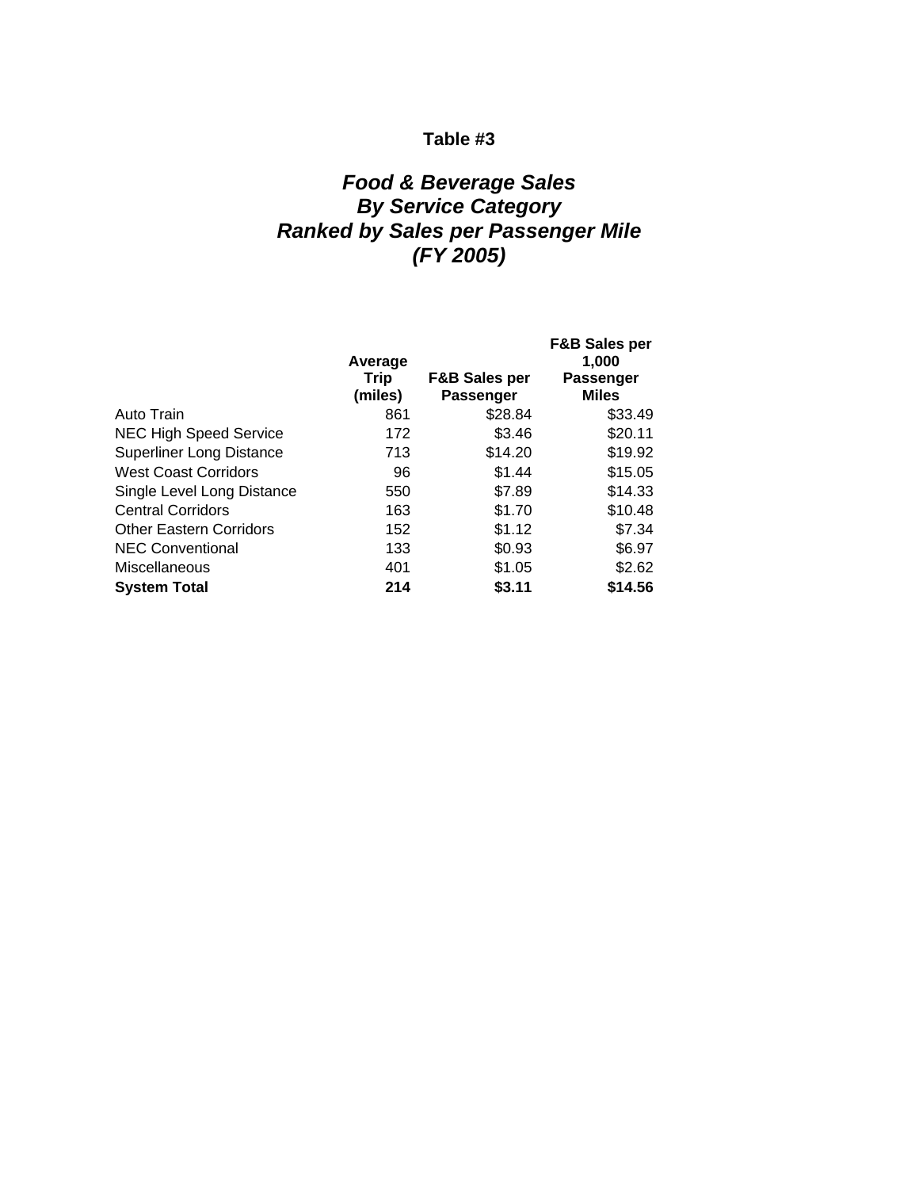**Table #3**

***Food & Beverage Sales***
***By Service Category***
***Ranked by Sales per Passenger Mile***
***(FY 2005)***

| | Average Trip (miles) | F&B Sales per Passenger | F&B Sales per 1,000 Passenger Miles |
|---|---|---|---|
| Auto Train | 861 | $28.84 | $33.49 |
| NEC High Speed Service | 172 | $3.46 | $20.11 |
| Superliner Long Distance | 713 | $14.20 | $19.92 |
| West Coast Corridors | 96 | $1.44 | $15.05 |
| Single Level Long Distance | 550 | $7.89 | $14.33 |
| Central Corridors | 163 | $1.70 | $10.48 |
| Other Eastern Corridors | 152 | $1.12 | $7.34 |
| NEC Conventional | 133 | $0.93 | $6.97 |
| Miscellaneous | 401 | $1.05 | $2.62 |
| **System Total** | **214** | **$3.11** | **$14.56** |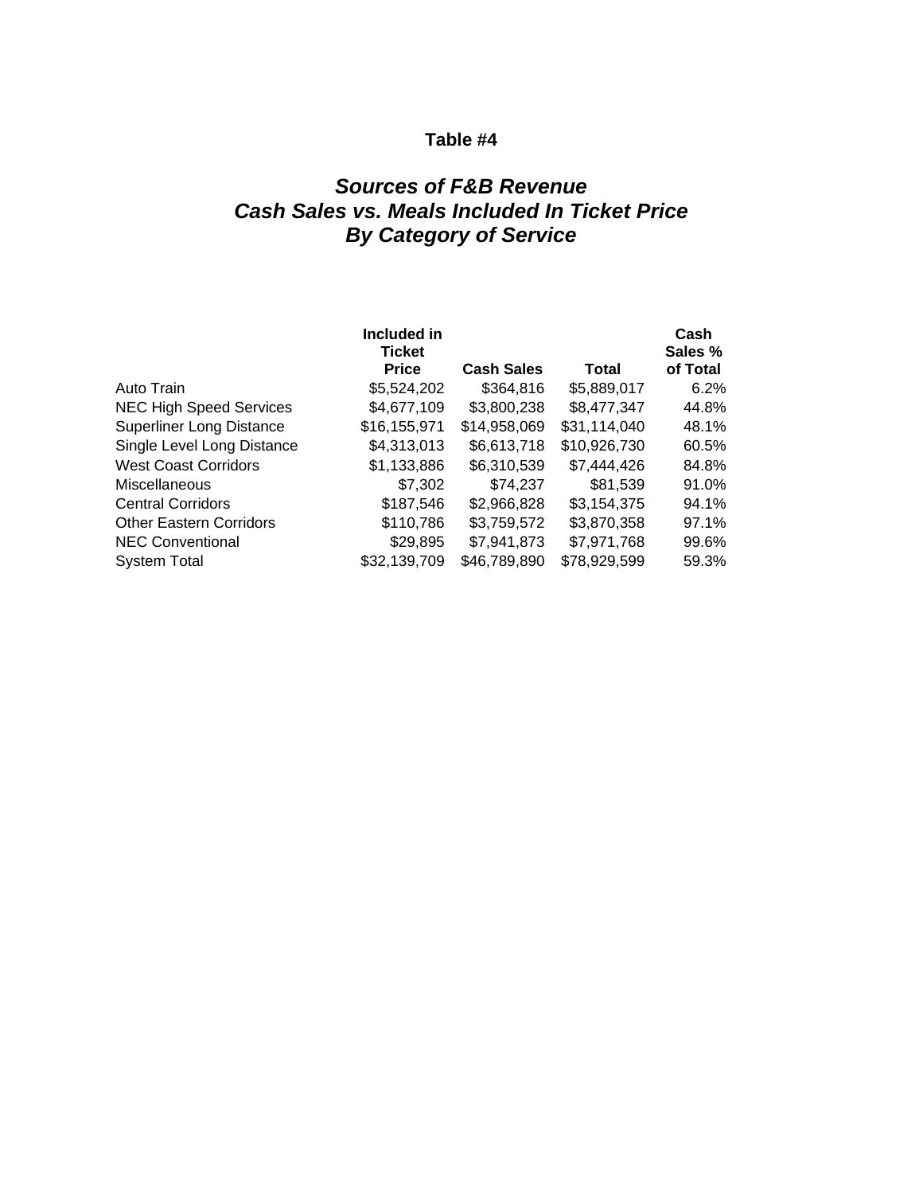**Table #4**

## *Sources of F&B Revenue*
## *Cash Sales vs. Meals Included In Ticket Price*
## *By Category of Service*

| | Included in Ticket Price | Cash Sales | Total | Cash Sales % of Total |
|---|---|---|---|---|
| Auto Train | $5,524,202 | $364,816 | $5,889,017 | 6.2% |
| NEC High Speed Services | $4,677,109 | $3,800,238 | $8,477,347 | 44.8% |
| Superliner Long Distance | $16,155,971 | $14,958,069 | $31,114,040 | 48.1% |
| Single Level Long Distance | $4,313,013 | $6,613,718 | $10,926,730 | 60.5% |
| West Coast Corridors | $1,133,886 | $6,310,539 | $7,444,426 | 84.8% |
| Miscellaneous | $7,302 | $74,237 | $81,539 | 91.0% |
| Central Corridors | $187,546 | $2,966,828 | $3,154,375 | 94.1% |
| Other Eastern Corridors | $110,786 | $3,759,572 | $3,870,358 | 97.1% |
| NEC Conventional | $29,895 | $7,941,873 | $7,971,768 | 99.6% |
| System Total | $32,139,709 | $46,789,890 | $78,929,599 | 59.3% |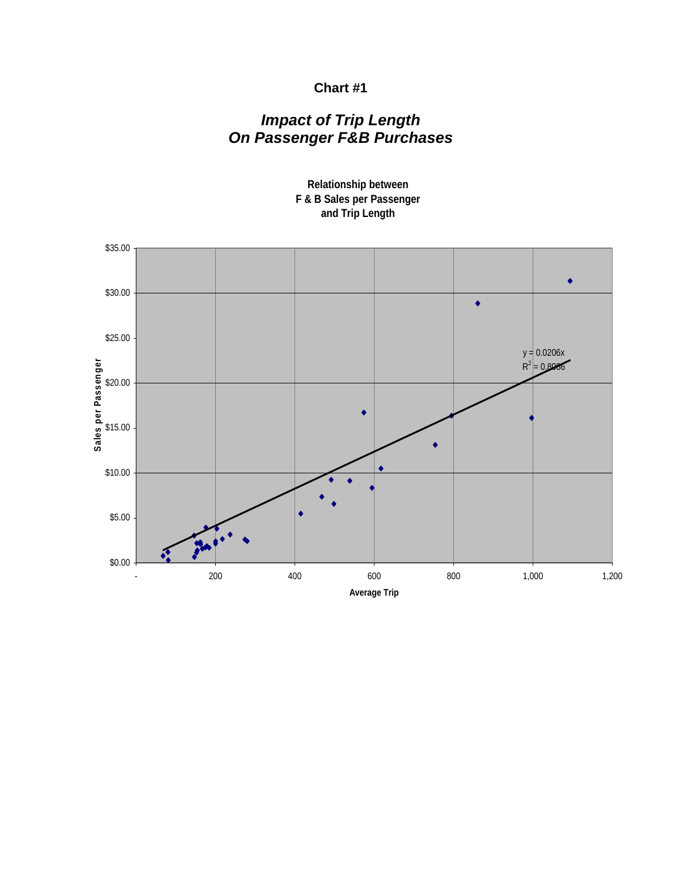## Chart #1

### *Impact of Trip Length On Passenger F&B Purchases*

**Relationship between F & B Sales per Passenger and Trip Length**

$y = 0.0206x$

$R^2 = 0.8086$

Sales per Passenger

$35.00
$30.00
$25.00
$20.00
$15.00
$10.00
$5.00
$0.00

- 200 400 600 800 1,000 1,200

**Average Trip**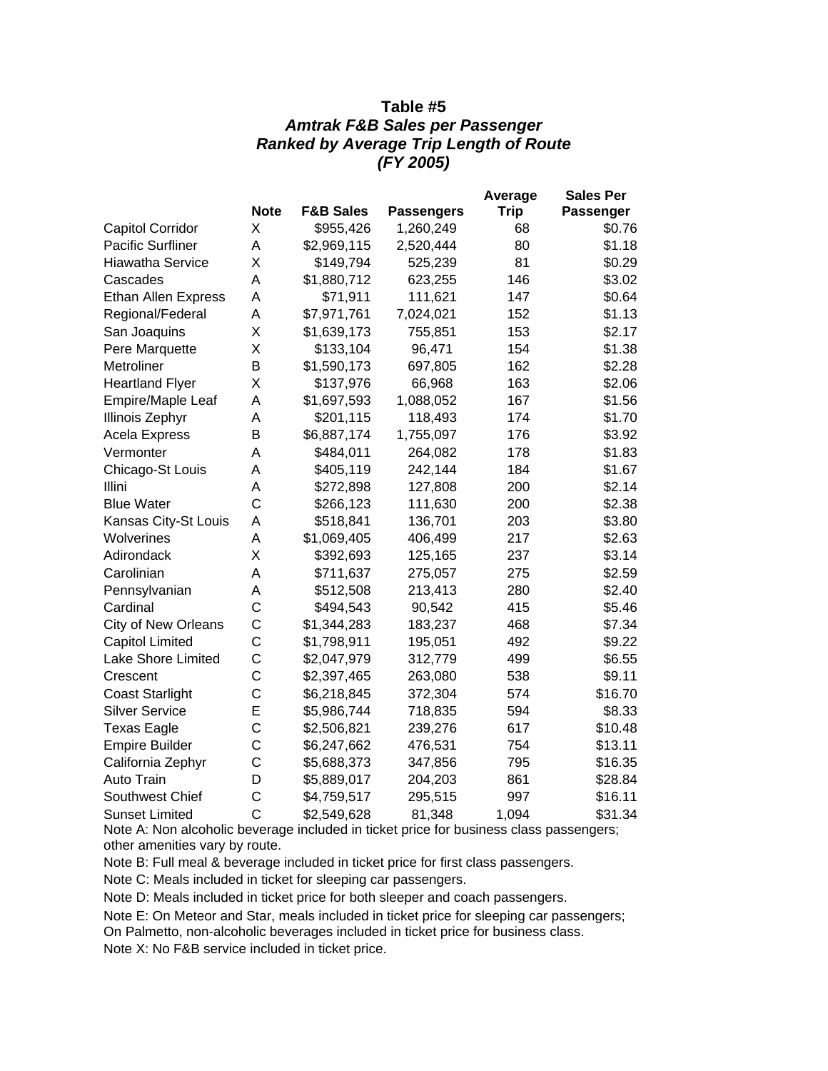**Table #5**

***Amtrak F&B Sales per Passenger***

***Ranked by Average Trip Length of Route***

***(FY 2005)***

| | Note | F&B Sales | Passengers | Average Trip | Sales Per Passenger |
|---|---|---|---|---|---|
| Capitol Corridor | X | $955,426 | 1,260,249 | 68 | $0.76 |
| Pacific Surfliner | A | $2,969,115 | 2,520,444 | 80 | $1.18 |
| Hiawatha Service | X | $149,794 | 525,239 | 81 | $0.29 |
| Cascades | A | $1,880,712 | 623,255 | 146 | $3.02 |
| Ethan Allen Express | A | $71,911 | 111,621 | 147 | $0.64 |
| Regional/Federal | A | $7,971,761 | 7,024,021 | 152 | $1.13 |
| San Joaquins | X | $1,639,173 | 755,851 | 153 | $2.17 |
| Pere Marquette | X | $133,104 | 96,471 | 154 | $1.38 |
| Metroliner | B | $1,590,173 | 697,805 | 162 | $2.28 |
| Heartland Flyer | X | $137,976 | 66,968 | 163 | $2.06 |
| Empire/Maple Leaf | A | $1,697,593 | 1,088,052 | 167 | $1.56 |
| Illinois Zephyr | A | $201,115 | 118,493 | 174 | $1.70 |
| Acela Express | B | $6,887,174 | 1,755,097 | 176 | $3.92 |
| Vermonter | A | $484,011 | 264,082 | 178 | $1.83 |
| Chicago-St Louis | A | $405,119 | 242,144 | 184 | $1.67 |
| Illini | A | $272,898 | 127,808 | 200 | $2.14 |
| Blue Water | C | $266,123 | 111,630 | 200 | $2.38 |
| Kansas City-St Louis | A | $518,841 | 136,701 | 203 | $3.80 |
| Wolverines | A | $1,069,405 | 406,499 | 217 | $2.63 |
| Adirondack | X | $392,693 | 125,165 | 237 | $3.14 |
| Carolinian | A | $711,637 | 275,057 | 275 | $2.59 |
| Pennsylvanian | A | $512,508 | 213,413 | 280 | $2.40 |
| Cardinal | C | $494,543 | 90,542 | 415 | $5.46 |
| City of New Orleans | C | $1,344,283 | 183,237 | 468 | $7.34 |
| Capitol Limited | C | $1,798,911 | 195,051 | 492 | $9.22 |
| Lake Shore Limited | C | $2,047,979 | 312,779 | 499 | $6.55 |
| Crescent | C | $2,397,465 | 263,080 | 538 | $9.11 |
| Coast Starlight | C | $6,218,845 | 372,304 | 574 | $16.70 |
| Silver Service | E | $5,986,744 | 718,835 | 594 | $8.33 |
| Texas Eagle | C | $2,506,821 | 239,276 | 617 | $10.48 |
| Empire Builder | C | $6,247,662 | 476,531 | 754 | $13.11 |
| California Zephyr | C | $5,688,373 | 347,856 | 795 | $16.35 |
| Auto Train | D | $5,889,017 | 204,203 | 861 | $28.84 |
| Southwest Chief | C | $4,759,517 | 295,515 | 997 | $16.11 |
| Sunset Limited | C | $2,549,628 | 81,348 | 1,094 | $31.34 |

Note A: Non alcoholic beverage included in ticket price for business class passengers; other amenities vary by route.

Note B: Full meal & beverage included in ticket price for first class passengers.

Note C: Meals included in ticket for sleeping car passengers.

Note D: Meals included in ticket price for both sleeper and coach passengers.

Note E: On Meteor and Star, meals included in ticket price for sleeping car passengers; On Palmetto, non-alcoholic beverages included in ticket price for business class.

Note X: No F&B service included in ticket price.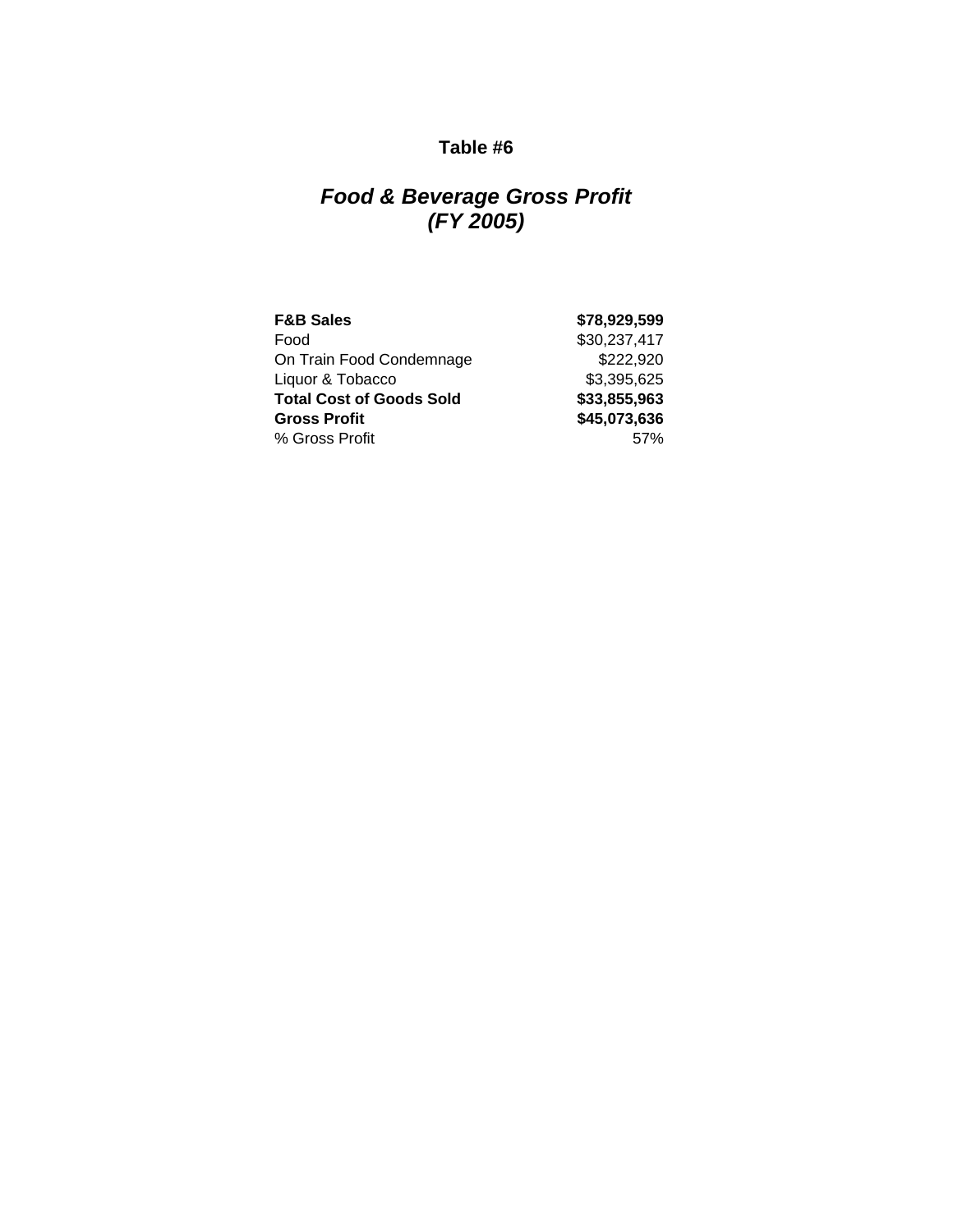**Table #6**

## *Food & Beverage Gross Profit (FY 2005)*

| | |
|---|---|
| **F&B Sales** | **$78,929,599** |
| Food | $30,237,417 |
| On Train Food Condemnage | $222,920 |
| Liquor & Tobacco | $3,395,625 |
| **Total Cost of Goods Sold** | **$33,855,963** |
| **Gross Profit** | **$45,073,636** |
| % Gross Profit | 57% |